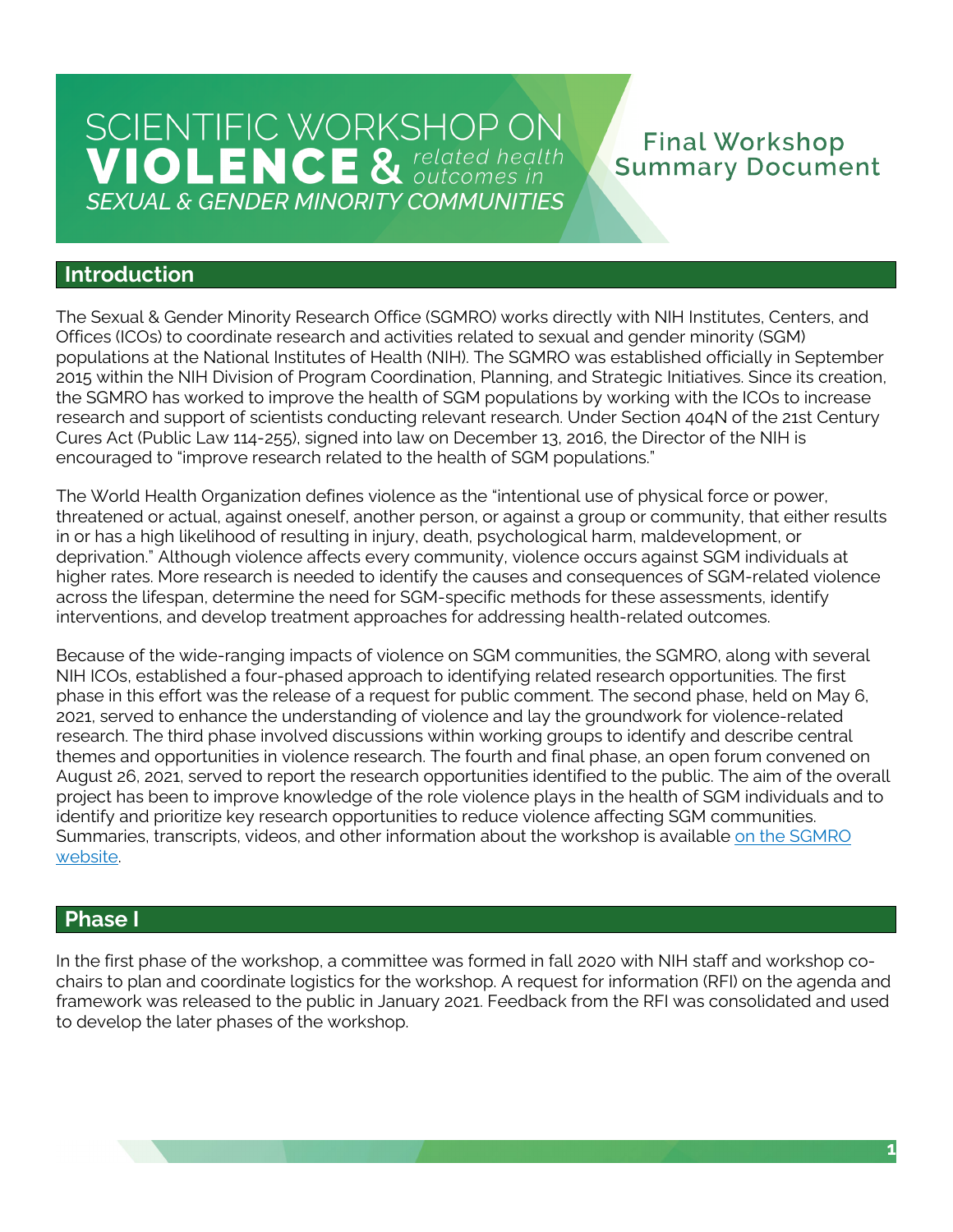# SCIENTIFIC WORKSHOP ON VIOLENCE & *related health outcomes in* *SEXUAL & GENDER MINORITY COMMUNITIES*

## Final Workshop Summary Document

## Introduction

The Sexual & Gender Minority Research Office (SGMRO) works directly with NIH Institutes, Centers, and Offices (ICOs) to coordinate research and activities related to sexual and gender minority (SGM) populations at the National Institutes of Health (NIH). The SGMRO was established officially in September 2015 within the NIH Division of Program Coordination, Planning, and Strategic Initiatives. Since its creation, the SGMRO has worked to improve the health of SGM populations by working with the ICOs to increase research and support of scientists conducting relevant research. Under Section 404N of the 21st Century Cures Act (Public Law 114-255), signed into law on December 13, 2016, the Director of the NIH is encouraged to "improve research related to the health of SGM populations."

The World Health Organization defines violence as the "intentional use of physical force or power, threatened or actual, against oneself, another person, or against a group or community, that either results in or has a high likelihood of resulting in injury, death, psychological harm, maldevelopment, or deprivation." Although violence affects every community, violence occurs against SGM individuals at higher rates. More research is needed to identify the causes and consequences of SGM-related violence across the lifespan, determine the need for SGM-specific methods for these assessments, identify interventions, and develop treatment approaches for addressing health-related outcomes.

Because of the wide-ranging impacts of violence on SGM communities, the SGMRO, along with several NIH ICOs, established a four-phased approach to identifying related research opportunities. The first phase in this effort was the release of a request for public comment. The second phase, held on May 6, 2021, served to enhance the understanding of violence and lay the groundwork for violence-related research. The third phase involved discussions within working groups to identify and describe central themes and opportunities in violence research. The fourth and final phase, an open forum convened on August 26, 2021, served to report the research opportunities identified to the public. The aim of the overall project has been to improve knowledge of the role violence plays in the health of SGM individuals and to identify and prioritize key research opportunities to reduce violence affecting SGM communities. Summaries, transcripts, videos, and other information about the workshop is available on the SGMRO website.

## Phase I

In the first phase of the workshop, a committee was formed in fall 2020 with NIH staff and workshop co-chairs to plan and coordinate logistics for the workshop. A request for information (RFI) on the agenda and framework was released to the public in January 2021. Feedback from the RFI was consolidated and used to develop the later phases of the workshop.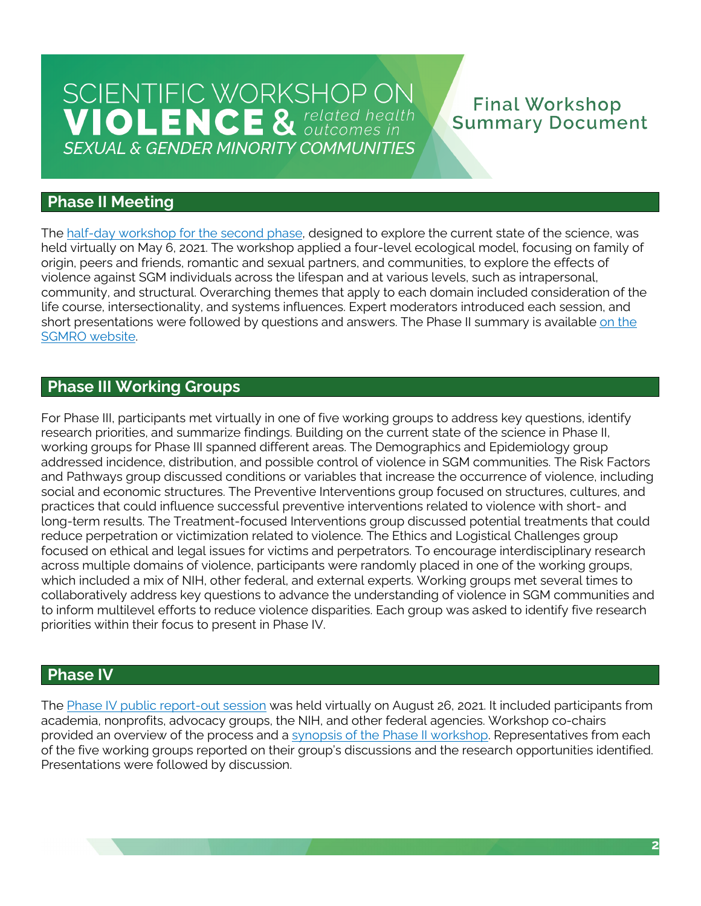## Phase II Meeting

The half-day workshop for the second phase, designed to explore the current state of the science, was held virtually on May 6, 2021. The workshop applied a four-level ecological model, focusing on family of origin, peers and friends, romantic and sexual partners, and communities, to explore the effects of violence against SGM individuals across the lifespan and at various levels, such as intrapersonal, community, and structural. Overarching themes that apply to each domain included consideration of the life course, intersectionality, and systems influences. Expert moderators introduced each session, and short presentations were followed by questions and answers. The Phase II summary is available on the SGMRO website.

## Phase III Working Groups

For Phase III, participants met virtually in one of five working groups to address key questions, identify research priorities, and summarize findings. Building on the current state of the science in Phase II, working groups for Phase III spanned different areas. The Demographics and Epidemiology group addressed incidence, distribution, and possible control of violence in SGM communities. The Risk Factors and Pathways group discussed conditions or variables that increase the occurrence of violence, including social and economic structures. The Preventive Interventions group focused on structures, cultures, and practices that could influence successful preventive interventions related to violence with short- and long-term results. The Treatment-focused Interventions group discussed potential treatments that could reduce perpetration or victimization related to violence. The Ethics and Logistical Challenges group focused on ethical and legal issues for victims and perpetrators. To encourage interdisciplinary research across multiple domains of violence, participants were randomly placed in one of the working groups, which included a mix of NIH, other federal, and external experts. Working groups met several times to collaboratively address key questions to advance the understanding of violence in SGM communities and to inform multilevel efforts to reduce violence disparities. Each group was asked to identify five research priorities within their focus to present in Phase IV.

## Phase IV

The Phase IV public report-out session was held virtually on August 26, 2021. It included participants from academia, nonprofits, advocacy groups, the NIH, and other federal agencies. Workshop co-chairs provided an overview of the process and a synopsis of the Phase II workshop. Representatives from each of the five working groups reported on their group's discussions and the research opportunities identified. Presentations were followed by discussion.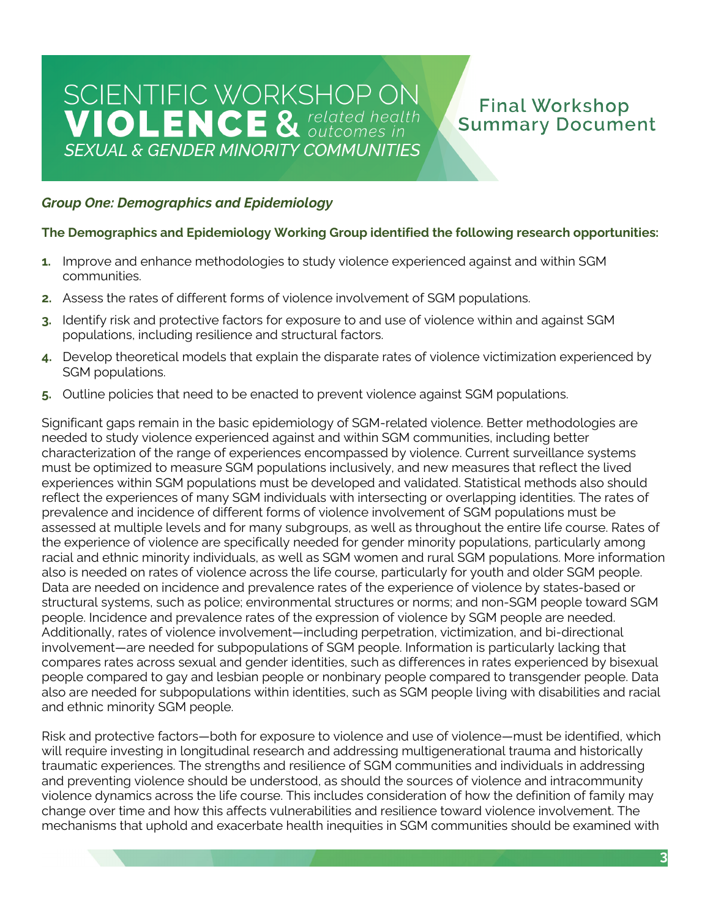### *Group One: Demographics and Epidemiology*

**The Demographics and Epidemiology Working Group identified the following research opportunities:**

1. Improve and enhance methodologies to study violence experienced against and within SGM communities.
2. Assess the rates of different forms of violence involvement of SGM populations.
3. Identify risk and protective factors for exposure to and use of violence within and against SGM populations, including resilience and structural factors.
4. Develop theoretical models that explain the disparate rates of violence victimization experienced by SGM populations.
5. Outline policies that need to be enacted to prevent violence against SGM populations.

Significant gaps remain in the basic epidemiology of SGM-related violence. Better methodologies are needed to study violence experienced against and within SGM communities, including better characterization of the range of experiences encompassed by violence. Current surveillance systems must be optimized to measure SGM populations inclusively, and new measures that reflect the lived experiences within SGM populations must be developed and validated. Statistical methods also should reflect the experiences of many SGM individuals with intersecting or overlapping identities. The rates of prevalence and incidence of different forms of violence involvement of SGM populations must be assessed at multiple levels and for many subgroups, as well as throughout the entire life course. Rates of the experience of violence are specifically needed for gender minority populations, particularly among racial and ethnic minority individuals, as well as SGM women and rural SGM populations. More information also is needed on rates of violence across the life course, particularly for youth and older SGM people. Data are needed on incidence and prevalence rates of the experience of violence by states-based or structural systems, such as police; environmental structures or norms; and non-SGM people toward SGM people. Incidence and prevalence rates of the expression of violence by SGM people are needed. Additionally, rates of violence involvement—including perpetration, victimization, and bi-directional involvement—are needed for subpopulations of SGM people. Information is particularly lacking that compares rates across sexual and gender identities, such as differences in rates experienced by bisexual people compared to gay and lesbian people or nonbinary people compared to transgender people. Data also are needed for subpopulations within identities, such as SGM people living with disabilities and racial and ethnic minority SGM people.

Risk and protective factors—both for exposure to violence and use of violence—must be identified, which will require investing in longitudinal research and addressing multigenerational trauma and historically traumatic experiences. The strengths and resilience of SGM communities and individuals in addressing and preventing violence should be understood, as should the sources of violence and intracommunity violence dynamics across the life course. This includes consideration of how the definition of family may change over time and how this affects vulnerabilities and resilience toward violence involvement. The mechanisms that uphold and exacerbate health inequities in SGM communities should be examined with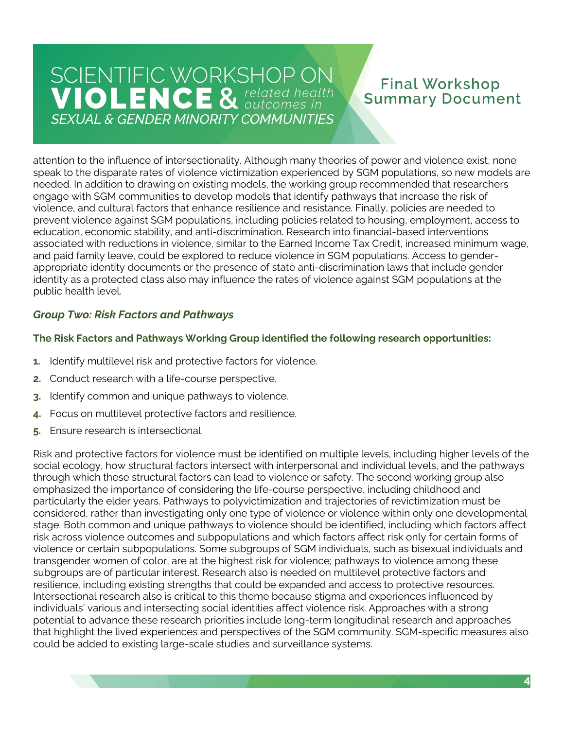attention to the influence of intersectionality. Although many theories of power and violence exist, none speak to the disparate rates of violence victimization experienced by SGM populations, so new models are needed. In addition to drawing on existing models, the working group recommended that researchers engage with SGM communities to develop models that identify pathways that increase the risk of violence, and cultural factors that enhance resilience and resistance. Finally, policies are needed to prevent violence against SGM populations, including policies related to housing, employment, access to education, economic stability, and anti-discrimination. Research into financial-based interventions associated with reductions in violence, similar to the Earned Income Tax Credit, increased minimum wage, and paid family leave, could be explored to reduce violence in SGM populations. Access to gender-appropriate identity documents or the presence of state anti-discrimination laws that include gender identity as a protected class also may influence the rates of violence against SGM populations at the public health level.

### *Group Two: Risk Factors and Pathways*

**The Risk Factors and Pathways Working Group identified the following research opportunities:**

1. Identify multilevel risk and protective factors for violence.
2. Conduct research with a life-course perspective.
3. Identify common and unique pathways to violence.
4. Focus on multilevel protective factors and resilience.
5. Ensure research is intersectional.

Risk and protective factors for violence must be identified on multiple levels, including higher levels of the social ecology, how structural factors intersect with interpersonal and individual levels, and the pathways through which these structural factors can lead to violence or safety. The second working group also emphasized the importance of considering the life-course perspective, including childhood and particularly the elder years. Pathways to polyvictimization and trajectories of revictimization must be considered, rather than investigating only one type of violence or violence within only one developmental stage. Both common and unique pathways to violence should be identified, including which factors affect risk across violence outcomes and subpopulations and which factors affect risk only for certain forms of violence or certain subpopulations. Some subgroups of SGM individuals, such as bisexual individuals and transgender women of color, are at the highest risk for violence; pathways to violence among these subgroups are of particular interest. Research also is needed on multilevel protective factors and resilience, including existing strengths that could be expanded and access to protective resources. Intersectional research also is critical to this theme because stigma and experiences influenced by individuals' various and intersecting social identities affect violence risk. Approaches with a strong potential to advance these research priorities include long-term longitudinal research and approaches that highlight the lived experiences and perspectives of the SGM community. SGM-specific measures also could be added to existing large-scale studies and surveillance systems.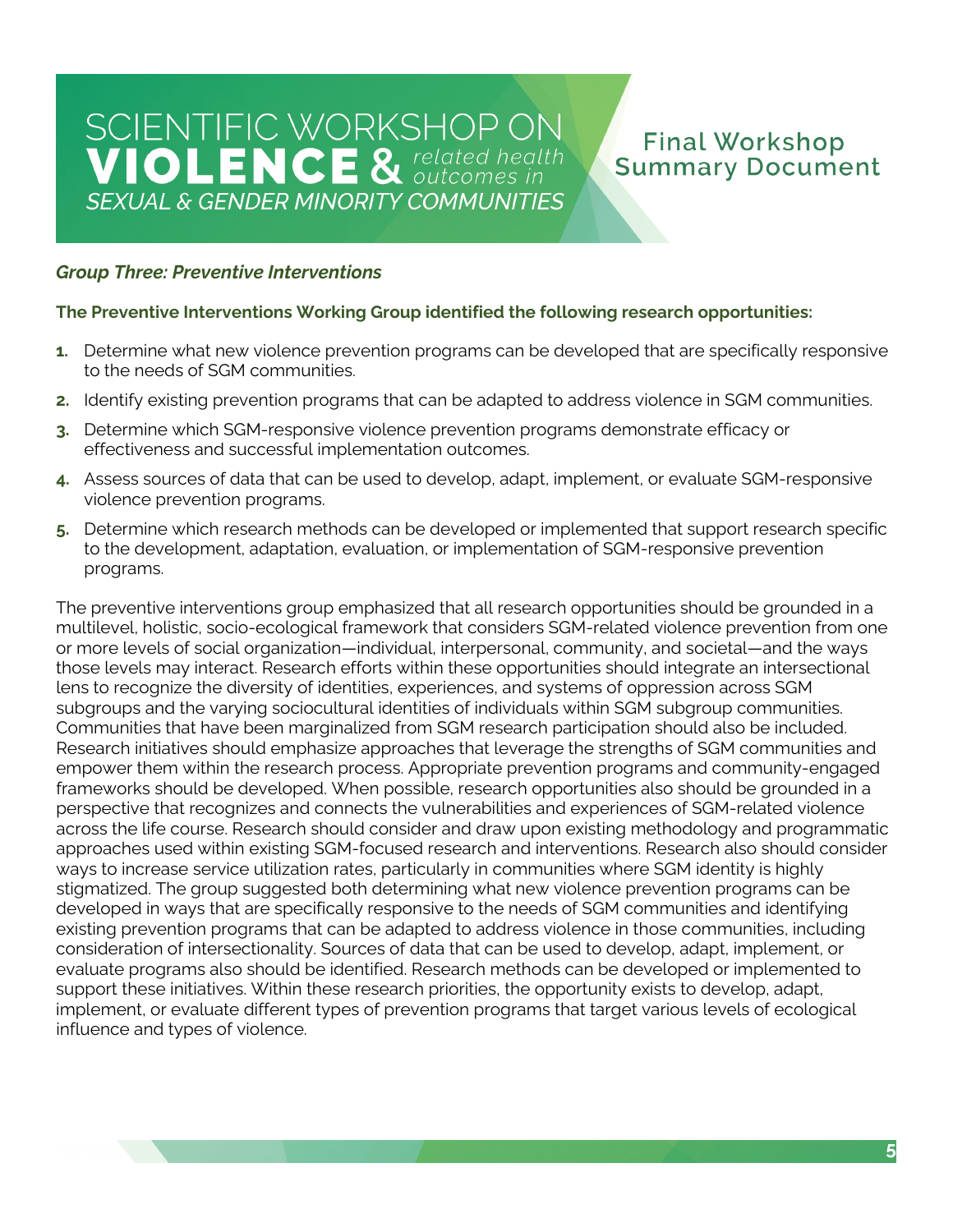### *Group Three: Preventive Interventions*

**The Preventive Interventions Working Group identified the following research opportunities:**

1. Determine what new violence prevention programs can be developed that are specifically responsive to the needs of SGM communities.
2. Identify existing prevention programs that can be adapted to address violence in SGM communities.
3. Determine which SGM-responsive violence prevention programs demonstrate efficacy or effectiveness and successful implementation outcomes.
4. Assess sources of data that can be used to develop, adapt, implement, or evaluate SGM-responsive violence prevention programs.
5. Determine which research methods can be developed or implemented that support research specific to the development, adaptation, evaluation, or implementation of SGM-responsive prevention programs.

The preventive interventions group emphasized that all research opportunities should be grounded in a multilevel, holistic, socio-ecological framework that considers SGM-related violence prevention from one or more levels of social organization—individual, interpersonal, community, and societal—and the ways those levels may interact. Research efforts within these opportunities should integrate an intersectional lens to recognize the diversity of identities, experiences, and systems of oppression across SGM subgroups and the varying sociocultural identities of individuals within SGM subgroup communities. Communities that have been marginalized from SGM research participation should also be included. Research initiatives should emphasize approaches that leverage the strengths of SGM communities and empower them within the research process. Appropriate prevention programs and community-engaged frameworks should be developed. When possible, research opportunities also should be grounded in a perspective that recognizes and connects the vulnerabilities and experiences of SGM-related violence across the life course. Research should consider and draw upon existing methodology and programmatic approaches used within existing SGM-focused research and interventions. Research also should consider ways to increase service utilization rates, particularly in communities where SGM identity is highly stigmatized. The group suggested both determining what new violence prevention programs can be developed in ways that are specifically responsive to the needs of SGM communities and identifying existing prevention programs that can be adapted to address violence in those communities, including consideration of intersectionality. Sources of data that can be used to develop, adapt, implement, or evaluate programs also should be identified. Research methods can be developed or implemented to support these initiatives. Within these research priorities, the opportunity exists to develop, adapt, implement, or evaluate different types of prevention programs that target various levels of ecological influence and types of violence.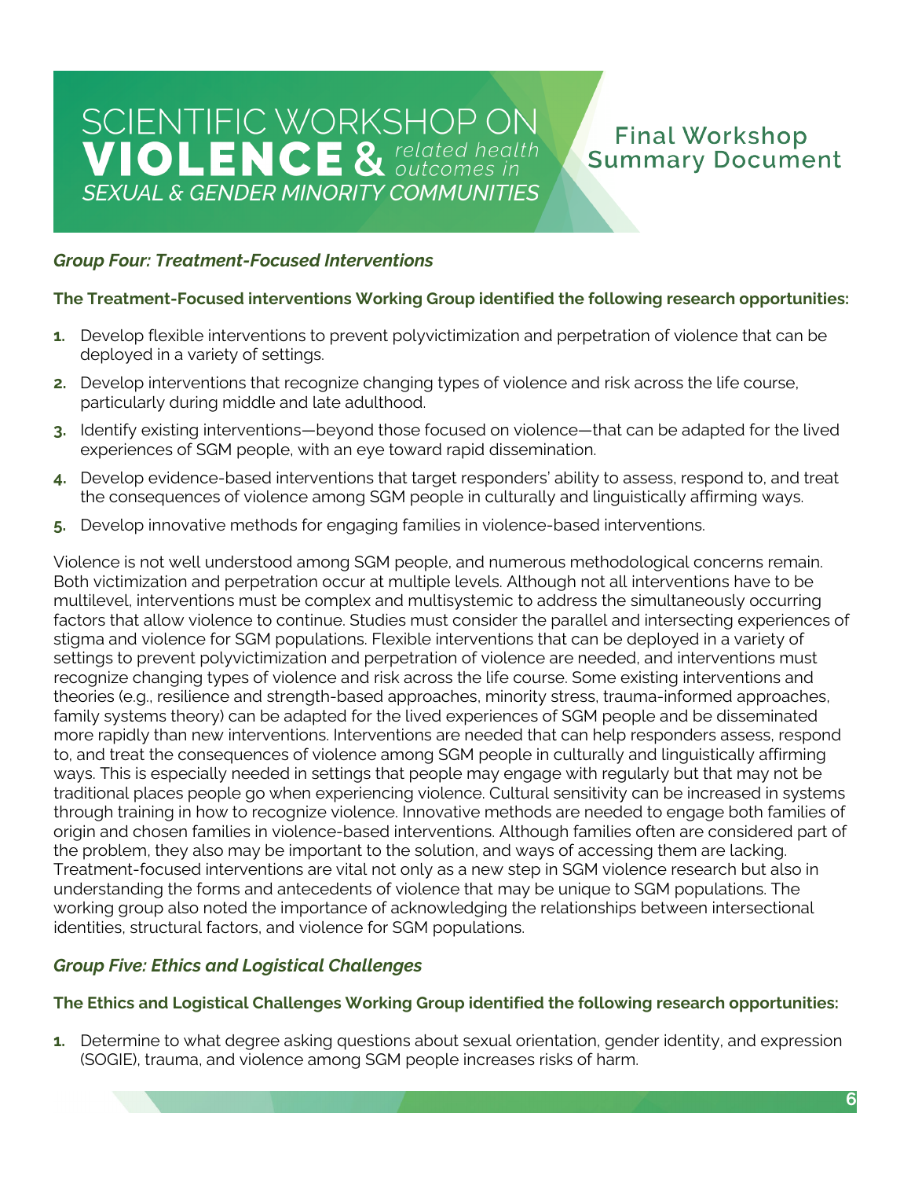### *Group Four: Treatment-Focused Interventions*

**The Treatment-Focused interventions Working Group identified the following research opportunities:**

1. Develop flexible interventions to prevent polyvictimization and perpetration of violence that can be deployed in a variety of settings.
2. Develop interventions that recognize changing types of violence and risk across the life course, particularly during middle and late adulthood.
3. Identify existing interventions—beyond those focused on violence—that can be adapted for the lived experiences of SGM people, with an eye toward rapid dissemination.
4. Develop evidence-based interventions that target responders' ability to assess, respond to, and treat the consequences of violence among SGM people in culturally and linguistically affirming ways.
5. Develop innovative methods for engaging families in violence-based interventions.

Violence is not well understood among SGM people, and numerous methodological concerns remain. Both victimization and perpetration occur at multiple levels. Although not all interventions have to be multilevel, interventions must be complex and multisystemic to address the simultaneously occurring factors that allow violence to continue. Studies must consider the parallel and intersecting experiences of stigma and violence for SGM populations. Flexible interventions that can be deployed in a variety of settings to prevent polyvictimization and perpetration of violence are needed, and interventions must recognize changing types of violence and risk across the life course. Some existing interventions and theories (e.g., resilience and strength-based approaches, minority stress, trauma-informed approaches, family systems theory) can be adapted for the lived experiences of SGM people and be disseminated more rapidly than new interventions. Interventions are needed that can help responders assess, respond to, and treat the consequences of violence among SGM people in culturally and linguistically affirming ways. This is especially needed in settings that people may engage with regularly but that may not be traditional places people go when experiencing violence. Cultural sensitivity can be increased in systems through training in how to recognize violence. Innovative methods are needed to engage both families of origin and chosen families in violence-based interventions. Although families often are considered part of the problem, they also may be important to the solution, and ways of accessing them are lacking. Treatment-focused interventions are vital not only as a new step in SGM violence research but also in understanding the forms and antecedents of violence that may be unique to SGM populations. The working group also noted the importance of acknowledging the relationships between intersectional identities, structural factors, and violence for SGM populations.

### *Group Five: Ethics and Logistical Challenges*

**The Ethics and Logistical Challenges Working Group identified the following research opportunities:**

1. Determine to what degree asking questions about sexual orientation, gender identity, and expression (SOGIE), trauma, and violence among SGM people increases risks of harm.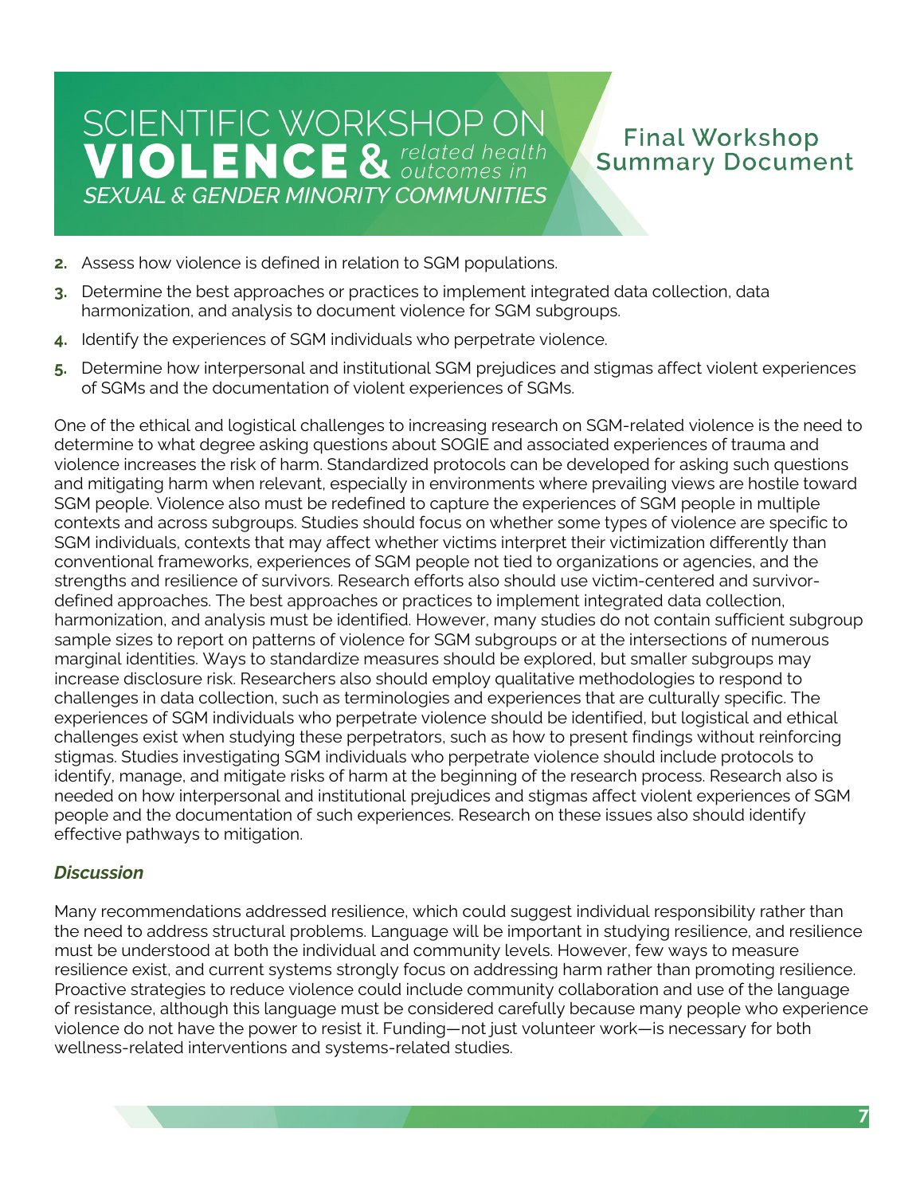2. Assess how violence is defined in relation to SGM populations.
3. Determine the best approaches or practices to implement integrated data collection, data harmonization, and analysis to document violence for SGM subgroups.
4. Identify the experiences of SGM individuals who perpetrate violence.
5. Determine how interpersonal and institutional SGM prejudices and stigmas affect violent experiences of SGMs and the documentation of violent experiences of SGMs.

One of the ethical and logistical challenges to increasing research on SGM-related violence is the need to determine to what degree asking questions about SOGIE and associated experiences of trauma and violence increases the risk of harm. Standardized protocols can be developed for asking such questions and mitigating harm when relevant, especially in environments where prevailing views are hostile toward SGM people. Violence also must be redefined to capture the experiences of SGM people in multiple contexts and across subgroups. Studies should focus on whether some types of violence are specific to SGM individuals, contexts that may affect whether victims interpret their victimization differently than conventional frameworks, experiences of SGM people not tied to organizations or agencies, and the strengths and resilience of survivors. Research efforts also should use victim-centered and survivor-defined approaches. The best approaches or practices to implement integrated data collection, harmonization, and analysis must be identified. However, many studies do not contain sufficient subgroup sample sizes to report on patterns of violence for SGM subgroups or at the intersections of numerous marginal identities. Ways to standardize measures should be explored, but smaller subgroups may increase disclosure risk. Researchers also should employ qualitative methodologies to respond to challenges in data collection, such as terminologies and experiences that are culturally specific. The experiences of SGM individuals who perpetrate violence should be identified, but logistical and ethical challenges exist when studying these perpetrators, such as how to present findings without reinforcing stigmas. Studies investigating SGM individuals who perpetrate violence should include protocols to identify, manage, and mitigate risks of harm at the beginning of the research process. Research also is needed on how interpersonal and institutional prejudices and stigmas affect violent experiences of SGM people and the documentation of such experiences. Research on these issues also should identify effective pathways to mitigation.

### *Discussion*

Many recommendations addressed resilience, which could suggest individual responsibility rather than the need to address structural problems. Language will be important in studying resilience, and resilience must be understood at both the individual and community levels. However, few ways to measure resilience exist, and current systems strongly focus on addressing harm rather than promoting resilience. Proactive strategies to reduce violence could include community collaboration and use of the language of resistance, although this language must be considered carefully because many people who experience violence do not have the power to resist it. Funding—not just volunteer work—is necessary for both wellness-related interventions and systems-related studies.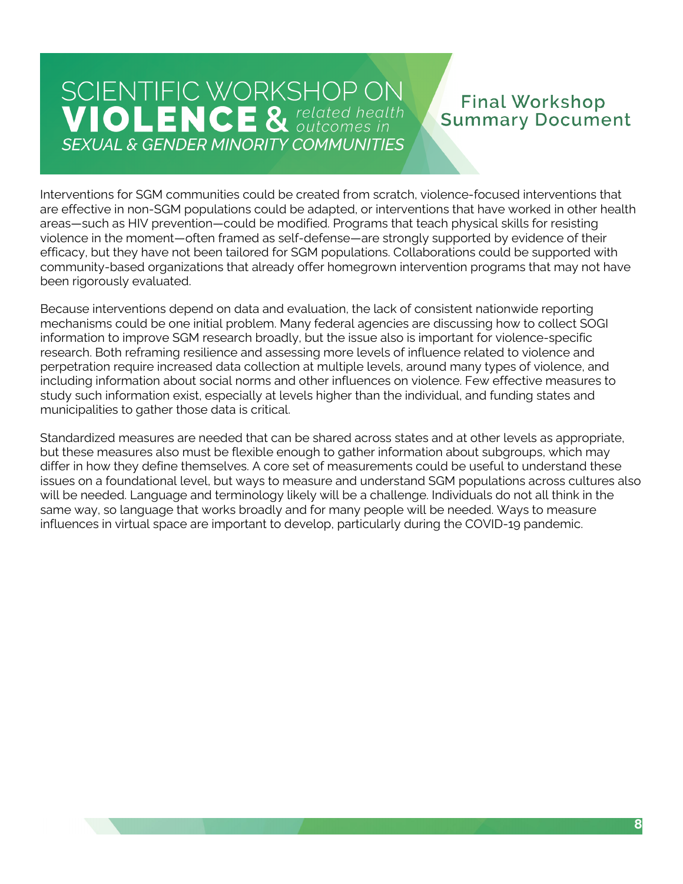Interventions for SGM communities could be created from scratch, violence-focused interventions that are effective in non-SGM populations could be adapted, or interventions that have worked in other health areas—such as HIV prevention—could be modified. Programs that teach physical skills for resisting violence in the moment—often framed as self-defense—are strongly supported by evidence of their efficacy, but they have not been tailored for SGM populations. Collaborations could be supported with community-based organizations that already offer homegrown intervention programs that may not have been rigorously evaluated.

Because interventions depend on data and evaluation, the lack of consistent nationwide reporting mechanisms could be one initial problem. Many federal agencies are discussing how to collect SOGI information to improve SGM research broadly, but the issue also is important for violence-specific research. Both reframing resilience and assessing more levels of influence related to violence and perpetration require increased data collection at multiple levels, around many types of violence, and including information about social norms and other influences on violence. Few effective measures to study such information exist, especially at levels higher than the individual, and funding states and municipalities to gather those data is critical.

Standardized measures are needed that can be shared across states and at other levels as appropriate, but these measures also must be flexible enough to gather information about subgroups, which may differ in how they define themselves. A core set of measurements could be useful to understand these issues on a foundational level, but ways to measure and understand SGM populations across cultures also will be needed. Language and terminology likely will be a challenge. Individuals do not all think in the same way, so language that works broadly and for many people will be needed. Ways to measure influences in virtual space are important to develop, particularly during the COVID-19 pandemic.